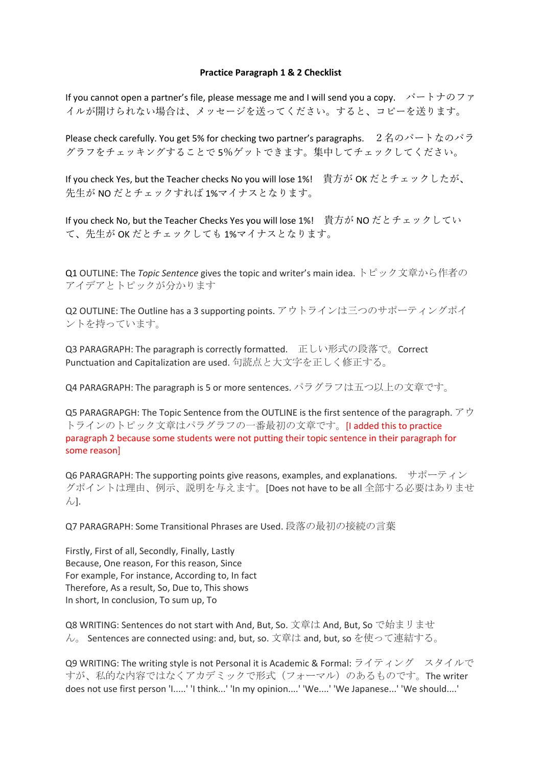**Practice Paragraph 1 & 2 Checklist**

If you cannot open a partner's file, please message me and I will send you a copy.　パートナのファイルが開けられない場合は、メッセージを送ってください。すると、コピーを送ります。

Please check carefully. You get 5% for checking two partner's paragraphs.　２名のパートなのパラグラフをチェッキングすることで 5%ゲットできます。集中してチェックしてください。

If you check Yes, but the Teacher checks No you will lose 1%!　貴方が OK だとチェックしたが、先生が NO だとチェックすれば 1%マイナスとなります。

If you check No, but the Teacher Checks Yes you will lose 1%!　貴方が NO だとチェックしていて、先生が OK だとチェックしても 1%マイナスとなります。

Q1 OUTLINE: The *Topic Sentence* gives the topic and writer's main idea. トピック文章から作者のアイデアとトピックが分かります

Q2 OUTLINE: The Outline has a 3 supporting points. アウトラインは三つのサポーティングポイントを持っています。

Q3 PARAGRAPH: The paragraph is correctly formatted.　正しい形式の段落で。Correct Punctuation and Capitalization are used. 句読点と大文字を正しく修正する。

Q4 PARAGRAPH: The paragraph is 5 or more sentences. パラグラフは五つ以上の文章です。

Q5 PARAGRAPGH: The Topic Sentence from the OUTLINE is the first sentence of the paragraph. アウトラインのトピック文章はパラグラフの一番最初の文章です。[I added this to practice paragraph 2 because some students were not putting their topic sentence in their paragraph for some reason]

Q6 PARAGRAPH: The supporting points give reasons, examples, and explanations.　サポーティングポイントは理由、例示、説明を与えます。[Does not have to be all 全部する必要はありません].

Q7 PARAGRAPH: Some Transitional Phrases are Used. 段落の最初の接続の言葉

Firstly, First of all, Secondly, Finally, Lastly
Because, One reason, For this reason, Since
For example, For instance, According to, In fact
Therefore, As a result, So, Due to, This shows
In short, In conclusion, To sum up, To

Q8 WRITING: Sentences do not start with And, But, So. 文章は And, But, So で始まりません。 Sentences are connected using: and, but, so. 文章は and, but, so を使って連結する。

Q9 WRITING: The writing style is not Personal it is Academic & Formal: ライティング　スタイルですが、私的な内容ではなくアカデミックで形式（フォーマル）のあるものです。The writer does not use first person 'I.....' 'I think...' 'In my opinion....' 'We....' 'We Japanese...' 'We should....'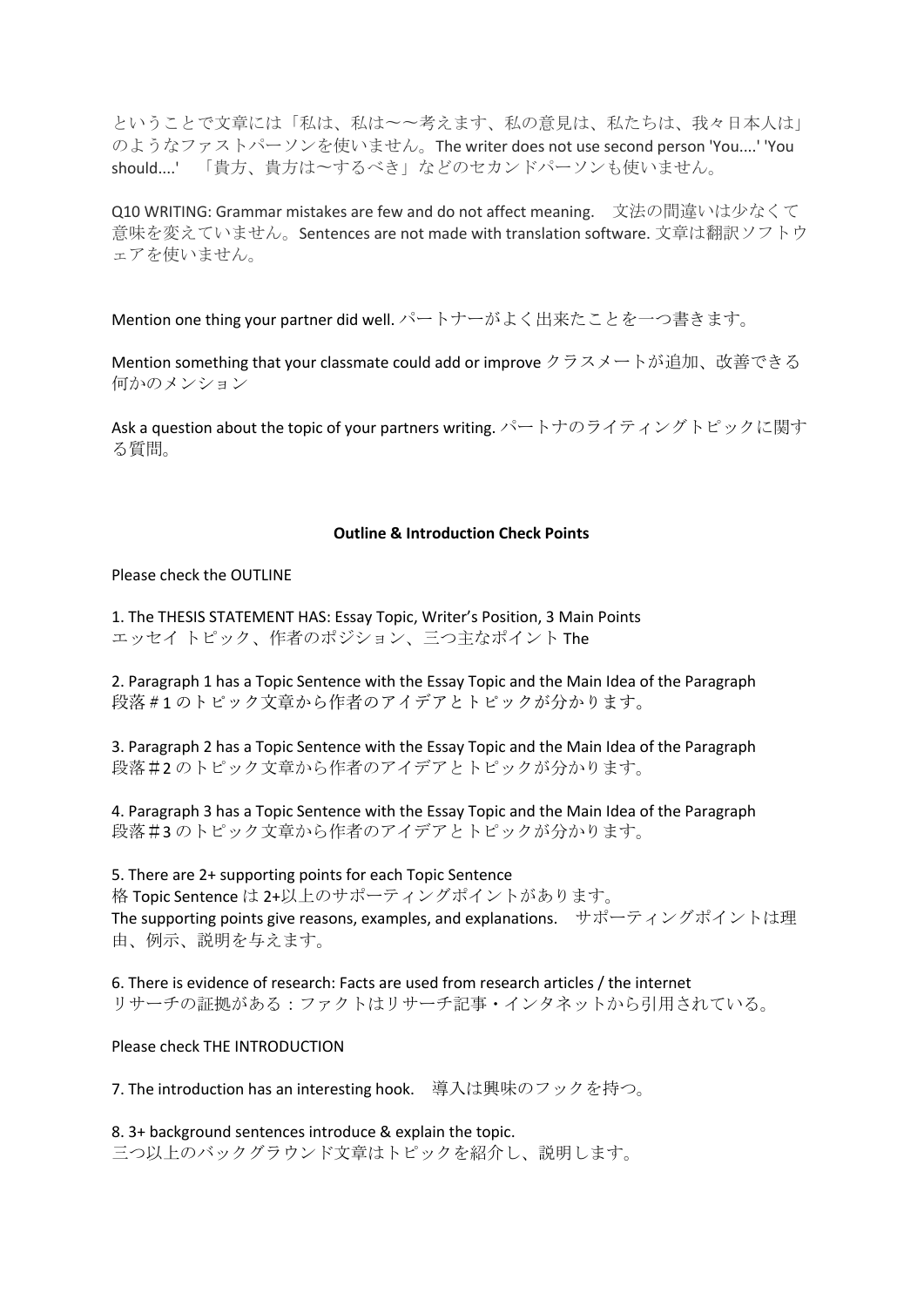ということで文章には「私は、私は〜〜考えます、私の意見は、私たちは、我々日本人は」のようなファストパーソンを使いません。The writer does not use second person 'You....' 'You should....'　「貴方、貴方は〜するべき」などのセカンドパーソンも使いません。

Q10 WRITING: Grammar mistakes are few and do not affect meaning.　文法の間違いは少なくて意味を変えていません。Sentences are not made with translation software. 文章は翻訳ソフトウェアを使いません。

Mention one thing your partner did well. パートナーがよく出来たことを一つ書きます。

Mention something that your classmate could add or improve クラスメートが追加、改善できる何かのメンション

Ask a question about the topic of your partners writing. パートナのライティングトピックに関する質問。

**Outline & Introduction Check Points**

Please check the OUTLINE

1. The THESIS STATEMENT HAS: Essay Topic, Writer's Position, 3 Main Points
エッセイ トピック、作者のポジション、三つ主なポイント The

2. Paragraph 1 has a Topic Sentence with the Essay Topic and the Main Idea of the Paragraph
段落＃1のトピック文章から作者のアイデアとトピックが分かります。

3. Paragraph 2 has a Topic Sentence with the Essay Topic and the Main Idea of the Paragraph
段落＃2のトピック文章から作者のアイデアとトピックが分かります。

4. Paragraph 3 has a Topic Sentence with the Essay Topic and the Main Idea of the Paragraph
段落＃3のトピック文章から作者のアイデアとトピックが分かります。

5. There are 2+ supporting points for each Topic Sentence
格 Topic Sentence は 2+以上のサポーティングポイントがあります。
The supporting points give reasons, examples, and explanations.　サポーティングポイントは理由、例示、説明を与えます。

6. There is evidence of research: Facts are used from research articles / the internet
リサーチの証拠がある：ファクトはリサーチ記事・インタネットから引用されている。

Please check THE INTRODUCTION

7. The introduction has an interesting hook.　導入は興味のフックを持つ。

8. 3+ background sentences introduce & explain the topic.
三つ以上のバックグラウンド文章はトピックを紹介し、説明します。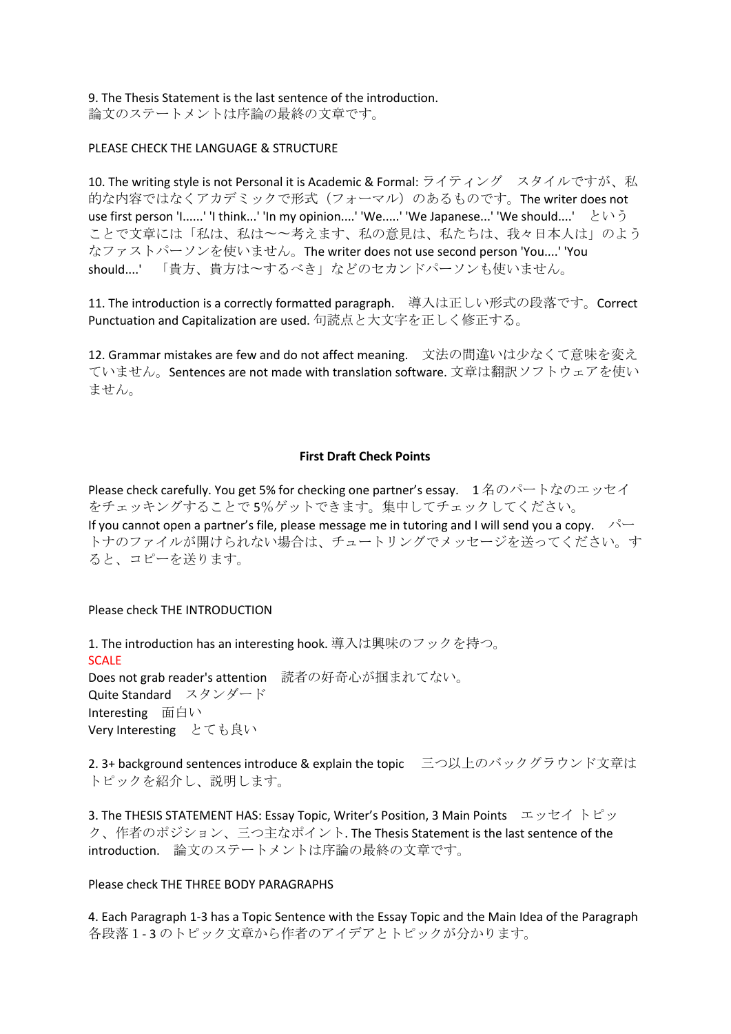9. The Thesis Statement is the last sentence of the introduction.
論文のステートメントは序論の最終の文章です。

PLEASE CHECK THE LANGUAGE & STRUCTURE

10. The writing style is not Personal it is Academic & Formal: ライティング　スタイルですが、私的な内容ではなくアカデミックで形式（フォーマル）のあるものです。The writer does not use first person 'I......' 'I think...' 'In my opinion....' 'We.....' 'We Japanese...' 'We should....'　ということで文章には「私は、私は〜〜考えます、私の意見は、私たちは、我々日本人は」のようなファストパーソンを使いません。The writer does not use second person 'You....' 'You should....'　「貴方、貴方は〜するべき」などのセカンドパーソンも使いません。

11. The introduction is a correctly formatted paragraph.　導入は正しい形式の段落です。Correct Punctuation and Capitalization are used. 句読点と大文字を正しく修正する。

12. Grammar mistakes are few and do not affect meaning.　文法の間違いは少なくて意味を変えていません。Sentences are not made with translation software. 文章は翻訳ソフトウェアを使いません。

**First Draft Check Points**

Please check carefully. You get 5% for checking one partner's essay.　1名のパートなのエッセイをチェッキングすることで5%ゲットできます。集中してチェックしてください。
If you cannot open a partner's file, please message me in tutoring and I will send you a copy.　パートナのファイルが開けられない場合は、チュートリングでメッセージを送ってください。すると、コピーを送ります。

Please check THE INTRODUCTION

1. The introduction has an interesting hook. 導入は興味のフックを持つ。
SCALE
Does not grab reader's attention　読者の好奇心が掴まれてない。
Quite Standard　スタンダード
Interesting　面白い
Very Interesting　とても良い

2. 3+ background sentences introduce & explain the topic　三つ以上のバックグラウンド文章はトピックを紹介し、説明します。

3. The THESIS STATEMENT HAS: Essay Topic, Writer's Position, 3 Main Points　エッセイ トピック、作者のポジション、三つ主なポイント. The Thesis Statement is the last sentence of the introduction.　論文のステートメントは序論の最終の文章です。

Please check THE THREE BODY PARAGRAPHS

4. Each Paragraph 1-3 has a Topic Sentence with the Essay Topic and the Main Idea of the Paragraph 各段落1 - 3のトピック文章から作者のアイデアとトピックが分かります。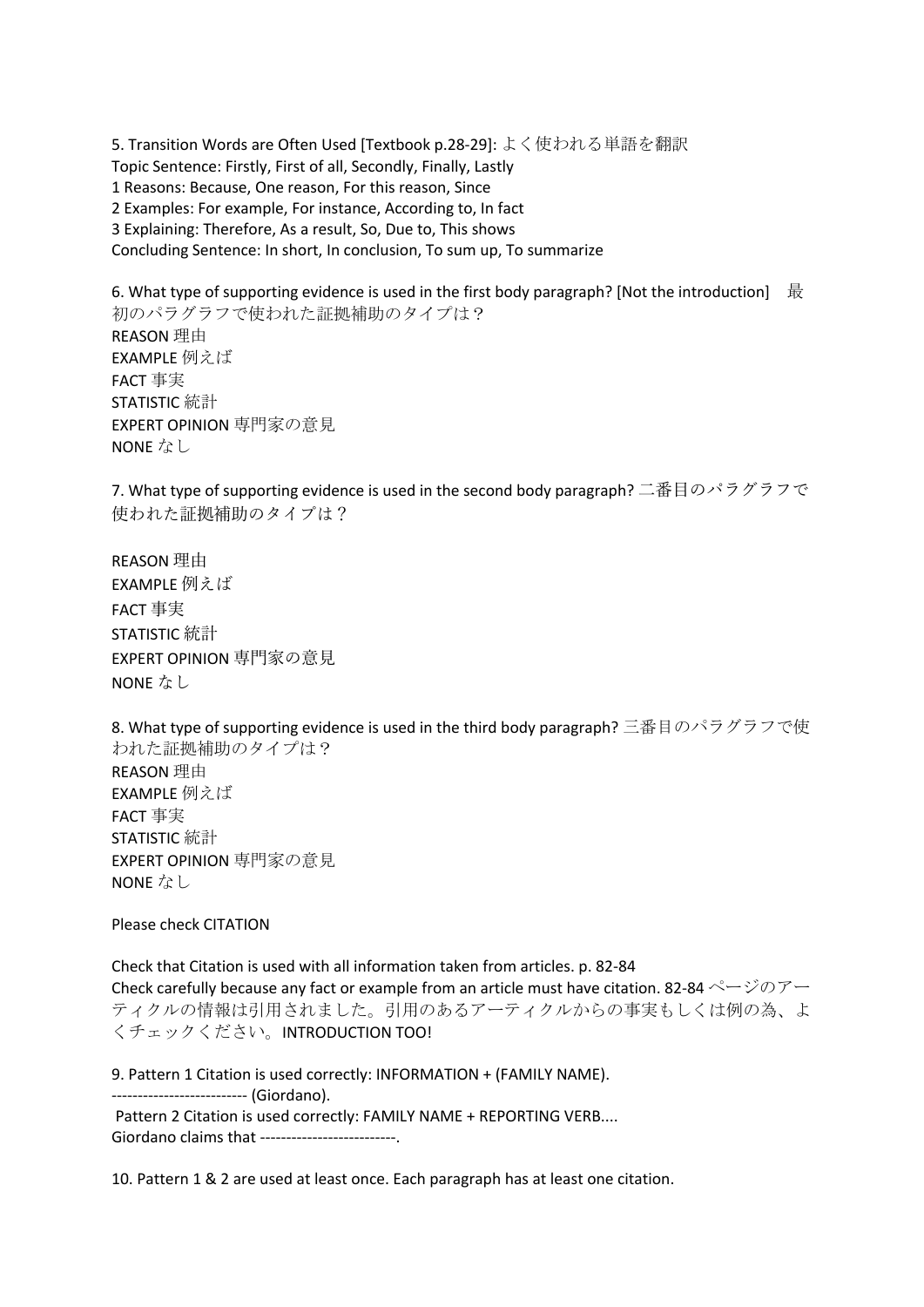5. Transition Words are Often Used [Textbook p.28-29]: よく使われる単語を翻訳
Topic Sentence: Firstly, First of all, Secondly, Finally, Lastly
1 Reasons: Because, One reason, For this reason, Since
2 Examples: For example, For instance, According to, In fact
3 Explaining: Therefore, As a result, So, Due to, This shows
Concluding Sentence: In short, In conclusion, To sum up, To summarize

6. What type of supporting evidence is used in the first body paragraph? [Not the introduction]　最初のパラグラフで使われた証拠補助のタイプは？
REASON 理由
EXAMPLE 例えば
FACT 事実
STATISTIC 統計
EXPERT OPINION 専門家の意見
NONE なし

7. What type of supporting evidence is used in the second body paragraph? 二番目のパラグラフで使われた証拠補助のタイプは？

REASON 理由
EXAMPLE 例えば
FACT 事実
STATISTIC 統計
EXPERT OPINION 専門家の意見
NONE なし

8. What type of supporting evidence is used in the third body paragraph? 三番目のパラグラフで使われた証拠補助のタイプは？
REASON 理由
EXAMPLE 例えば
FACT 事実
STATISTIC 統計
EXPERT OPINION 専門家の意見
NONE なし

Please check CITATION

Check that Citation is used with all information taken from articles. p. 82-84
Check carefully because any fact or example from an article must have citation. 82-84 ページのアーティクルの情報は引用されました。引用のあるアーティクルからの事実もしくは例の為、よくチェックください。INTRODUCTION TOO!

9. Pattern 1 Citation is used correctly: INFORMATION + (FAMILY NAME).
-------------------------- (Giordano).
Pattern 2 Citation is used correctly: FAMILY NAME + REPORTING VERB....
Giordano claims that --------------------------.

10. Pattern 1 & 2 are used at least once. Each paragraph has at least one citation.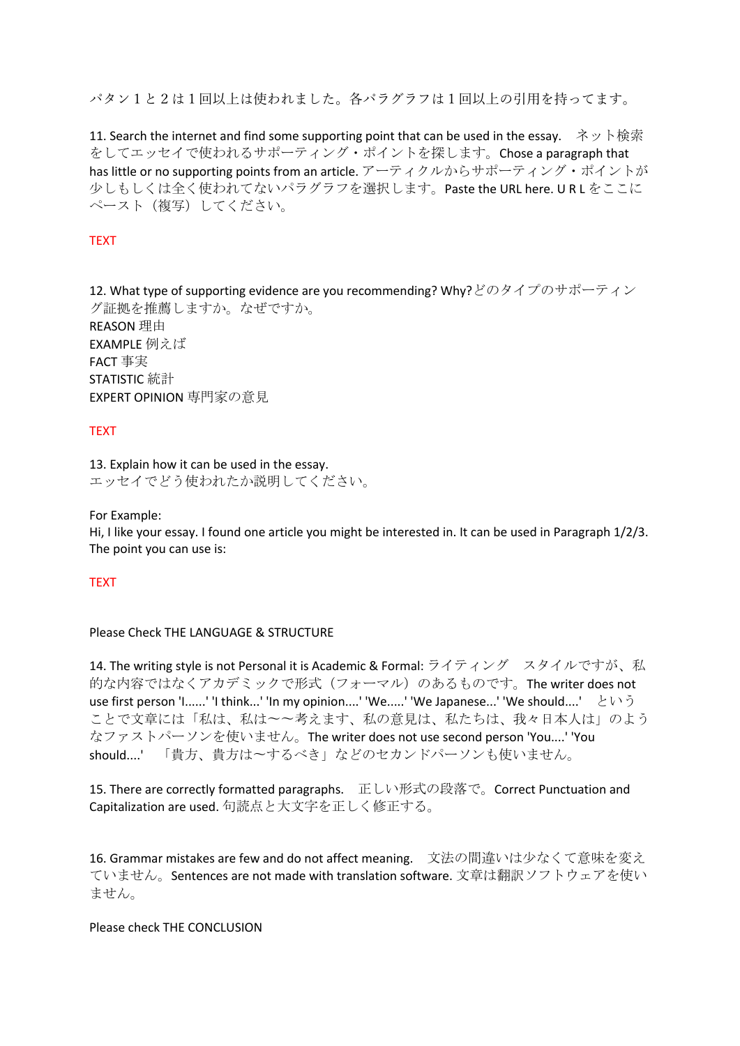パタン１と２は１回以上は使われました。各パラグラフは１回以上の引用を持ってます。

11. Search the internet and find some supporting point that can be used in the essay.　ネット検索をしてエッセイで使われるサポーティング・ポイントを探します。Chose a paragraph that has little or no supporting points from an article. アーティクルからサポーティング・ポイントが少しもしくは全く使われてないパラグラフを選択します。Paste the URL here. ＵＲＬをここにペースト（複写）してください。

TEXT

12. What type of supporting evidence are you recommending? Why? どのタイプのサポーティング証拠を推薦しますか。なぜですか。
REASON 理由
EXAMPLE 例えば
FACT 事実
STATISTIC 統計
EXPERT OPINION 専門家の意見

TEXT

13. Explain how it can be used in the essay.
エッセイでどう使われたか説明してください。

For Example:
Hi, I like your essay. I found one article you might be interested in. It can be used in Paragraph 1/2/3. The point you can use is:

TEXT

Please Check THE LANGUAGE & STRUCTURE

14. The writing style is not Personal it is Academic & Formal: ライティング　スタイルですが、私的な内容ではなくアカデミックで形式（フォーマル）であるものです。The writer does not use first person 'I......' 'I think...' 'In my opinion....' 'We.....' 'We Japanese...' 'We should....'　ということで文章には「私は、私は～～考えます、私の意見は、私たちは、我々日本人は」のようなファストパーソンを使いません。The writer does not use second person 'You....' 'You should....'　「貴方、貴方は～するべき」などのセカンドパーソンも使いません。

15. There are correctly formatted paragraphs.　正しい形式の段落で。Correct Punctuation and Capitalization are used. 句読点と大文字を正しく修正する。

16. Grammar mistakes are few and do not affect meaning.　文法の間違いは少なくて意味を変えていません。Sentences are not made with translation software. 文章は翻訳ソフトウェアを使いません。

Please check THE CONCLUSION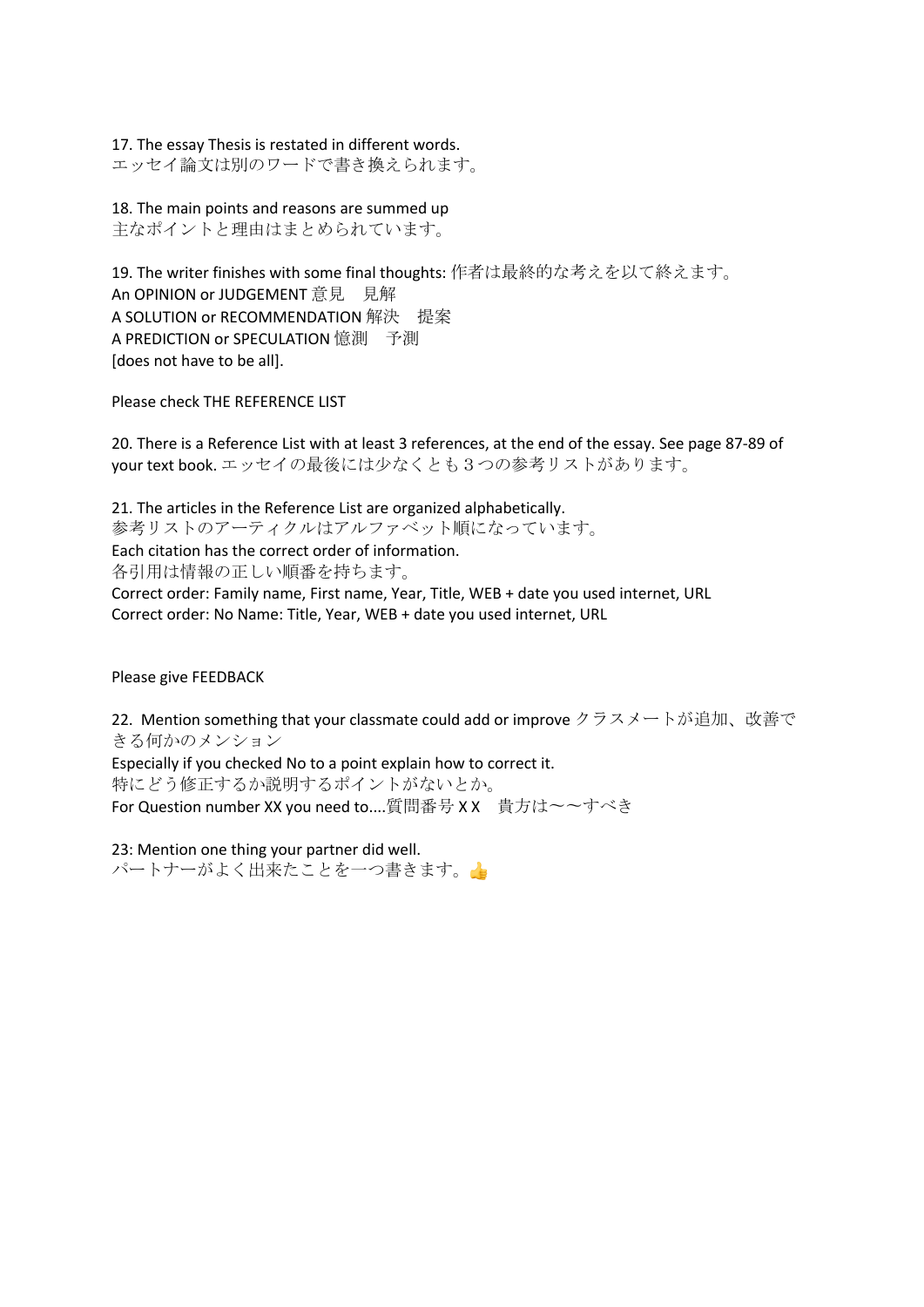17. The essay Thesis is restated in different words.
エッセイ論文は別のワードで書き換えられます。

18. The main points and reasons are summed up
主なポイントと理由はまとめられています。

19. The writer finishes with some final thoughts: 作者は最終的な考えを以て終えます。
An OPINION or JUDGEMENT 意見　見解
A SOLUTION or RECOMMENDATION 解決　提案
A PREDICTION or SPECULATION 憶測　予測
[does not have to be all].

Please check THE REFERENCE LIST

20. There is a Reference List with at least 3 references, at the end of the essay. See page 87-89 of your text book. エッセイの最後には少なくとも３つの参考リストがあります。

21. The articles in the Reference List are organized alphabetically.
参考リストのアーティクルはアルファベット順になっています。
Each citation has the correct order of information.
各引用は情報の正しい順番を持ちます。
Correct order: Family name, First name, Year, Title, WEB + date you used internet, URL
Correct order: No Name: Title, Year, WEB + date you used internet, URL

Please give FEEDBACK

22. Mention something that your classmate could add or improve クラスメートが追加、改善できる何かのメンション
Especially if you checked No to a point explain how to correct it.
特にどう修正するか説明するポイントがないとか。
For Question number XX you need to....質問番号 X X　貴方は〜〜すべき

23: Mention one thing your partner did well.
パートナーがよく出来たことを一つ書きます。👍